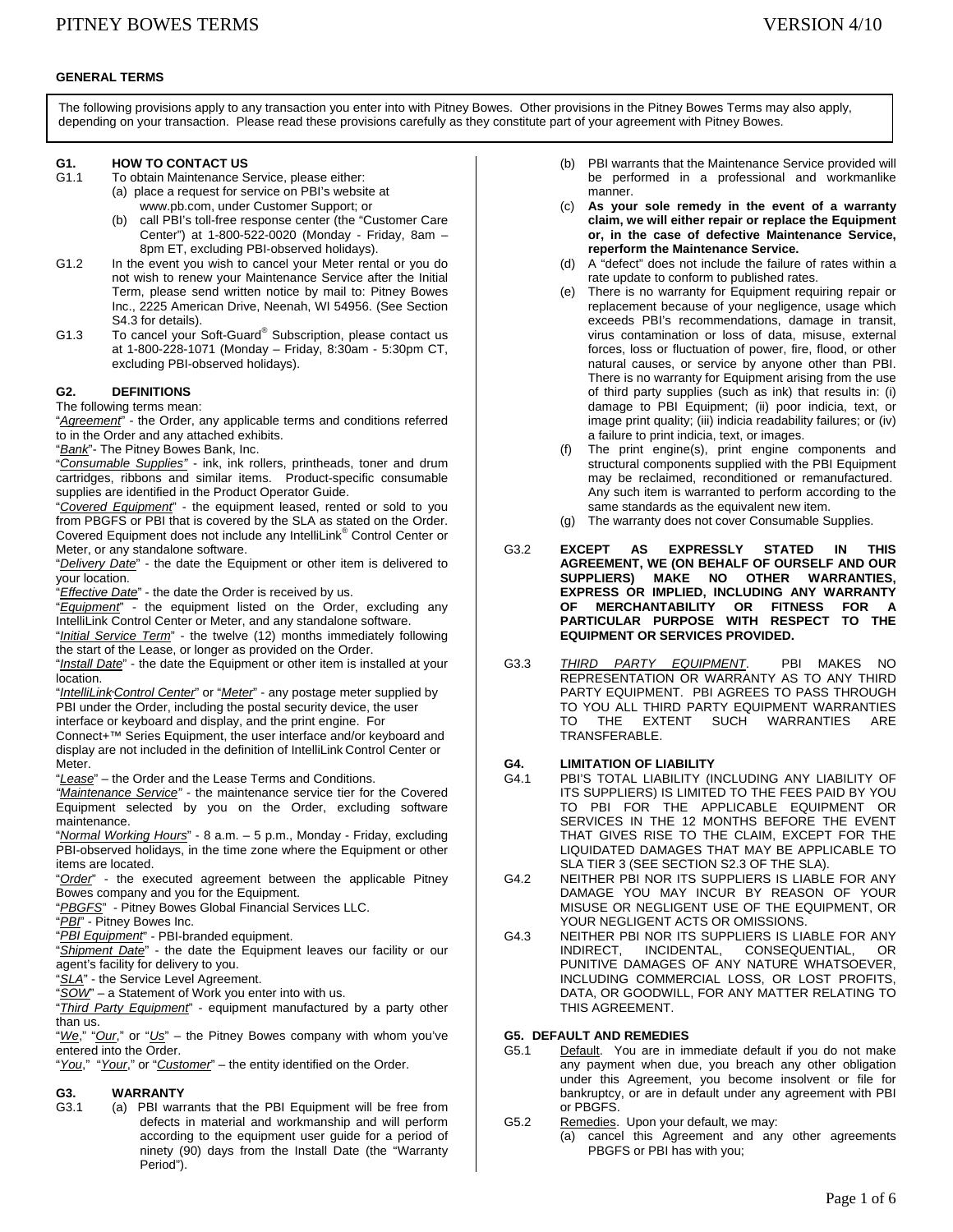## GENERAL TERMS

The following provisions apply to any transaction you enter into with Pitney Bowes. Other provisions in the Pitney Bowes Terms may also apply, depending on your transaction. Please read these provisions carefully as they constitute part of your agreement with Pitney Bowes.

### G1. HOW TO CONTACT US

G1.1 To obtain Maintenance Service, please either:

(a) place a request for service on PBI's website at www.pb.com, under Customer Support; or

(b) call PBI's toll-free response center (the "Customer Care Center") at 1-800-522-0020 (Monday - Friday, 8am – 8pm ET, excluding PBI-observed holidays).

G1.2 In the event you wish to cancel your Meter rental or you do not wish to renew your Maintenance Service after the Initial Term, please send written notice by mail to: Pitney Bowes Inc., 2225 American Drive, Neenah, WI 54956. (See Section S4.3 for details).

G1.3 To cancel your Soft-Guard® Subscription, please contact us at 1-800-228-1071 (Monday – Friday, 8:30am - 5:30pm CT, excluding PBI-observed holidays).

### G2. DEFINITIONS

The following terms mean:

"*Agreement*" - the Order, any applicable terms and conditions referred to in the Order and any attached exhibits.

"*Bank*"- The Pitney Bowes Bank, Inc.

"*Consumable Supplies*" - ink, ink rollers, printheads, toner and drum cartridges, ribbons and similar items. Product-specific consumable supplies are identified in the Product Operator Guide.

"*Covered Equipment*" - the equipment leased, rented or sold to you from PBGFS or PBI that is covered by the SLA as stated on the Order. Covered Equipment does not include any IntelliLink® Control Center or Meter, or any standalone software.

"*Delivery Date*" - the date the Equipment or other item is delivered to your location.

"*Effective Date*" - the date the Order is received by us.

"*Equipment*" - the equipment listed on the Order, excluding any IntelliLink Control Center or Meter, and any standalone software.

"*Initial Service Term*" - the twelve (12) months immediately following the start of the Lease, or longer as provided on the Order.

"*Install Date*" - the date the Equipment or other item is installed at your location.

"*IntelliLink Control Center*" or "*Meter*" - any postage meter supplied by PBI under the Order, including the postal security device, the user interface or keyboard and display, and the print engine. For Connect+™ Series Equipment, the user interface and/or keyboard and display are not included in the definition of IntelliLink Control Center or Meter.

"*Lease*" – the Order and the Lease Terms and Conditions.

"*Maintenance Service*" - the maintenance service tier for the Covered Equipment selected by you on the Order, excluding software maintenance.

"*Normal Working Hours*" - 8 a.m. – 5 p.m., Monday - Friday, excluding PBI-observed holidays, in the time zone where the Equipment or other items are located.

"*Order*" - the executed agreement between the applicable Pitney Bowes company and you for the Equipment.

"*PBGFS*" - Pitney Bowes Global Financial Services LLC.

"*PBI*" - Pitney Bowes Inc.

"*PBI Equipment*" - PBI-branded equipment.

"*Shipment Date*" - the date the Equipment leaves our facility or our agent's facility for delivery to you.

"*SLA*" - the Service Level Agreement.

"*SOW*" – a Statement of Work you enter into with us.

"*Third Party Equipment*" - equipment manufactured by a party other than us.

"*We*," "*Our*," or "*Us*" – the Pitney Bowes company with whom you've entered into the Order.

"*You*," "*Your*," or "*Customer*" – the entity identified on the Order.

### G3. WARRANTY

G3.1 (a) PBI warrants that the PBI Equipment will be free from defects in material and workmanship and will perform according to the equipment user guide for a period of ninety (90) days from the Install Date (the "Warranty Period").

(b) PBI warrants that the Maintenance Service provided will be performed in a professional and workmanlike manner.

(c) **As your sole remedy in the event of a warranty claim, we will either repair or replace the Equipment or, in the case of defective Maintenance Service, reperform the Maintenance Service.**

(d) A "defect" does not include the failure of rates within a rate update to conform to published rates.

(e) There is no warranty for Equipment requiring repair or replacement because of your negligence, usage which exceeds PBI's recommendations, damage in transit, virus contamination or loss of data, misuse, external forces, loss or fluctuation of power, fire, flood, or other natural causes, or service by anyone other than PBI. There is no warranty for Equipment arising from the use of third party supplies (such as ink) that results in: (i) damage to PBI Equipment; (ii) poor indicia, text, or image print quality; (iii) indicia readability failures; or (iv) a failure to print indicia, text, or images.

(f) The print engine(s), print engine components and structural components supplied with the PBI Equipment may be reclaimed, reconditioned or remanufactured. Any such item is warranted to perform according to the same standards as the equivalent new item.

(g) The warranty does not cover Consumable Supplies.

G3.2 **EXCEPT AS EXPRESSLY STATED IN THIS AGREEMENT, WE (ON BEHALF OF OURSELF AND OUR SUPPLIERS) MAKE NO OTHER WARRANTIES, EXPRESS OR IMPLIED, INCLUDING ANY WARRANTY OF MERCHANTABILITY OR FITNESS FOR A PARTICULAR PURPOSE WITH RESPECT TO THE EQUIPMENT OR SERVICES PROVIDED.**

G3.3 *THIRD PARTY EQUIPMENT*. PBI MAKES NO REPRESENTATION OR WARRANTY AS TO ANY THIRD PARTY EQUIPMENT. PBI AGREES TO PASS THROUGH TO YOU ALL THIRD PARTY EQUIPMENT WARRANTIES TO THE EXTENT SUCH WARRANTIES ARE TRANSFERABLE.

### G4. LIMITATION OF LIABILITY

G4.1 PBI'S TOTAL LIABILITY (INCLUDING ANY LIABILITY OF ITS SUPPLIERS) IS LIMITED TO THE FEES PAID BY YOU TO PBI FOR THE APPLICABLE EQUIPMENT OR SERVICES IN THE 12 MONTHS BEFORE THE EVENT THAT GIVES RISE TO THE CLAIM, EXCEPT FOR THE LIQUIDATED DAMAGES THAT MAY BE APPLICABLE TO SLA TIER 3 (SEE SECTION S2.3 OF THE SLA).

G4.2 NEITHER PBI NOR ITS SUPPLIERS IS LIABLE FOR ANY DAMAGE YOU MAY INCUR BY REASON OF YOUR MISUSE OR NEGLIGENT USE OF THE EQUIPMENT, OR YOUR NEGLIGENT ACTS OR OMISSIONS.

G4.3 NEITHER PBI NOR ITS SUPPLIERS IS LIABLE FOR ANY INDIRECT, INCIDENTAL, CONSEQUENTIAL, OR PUNITIVE DAMAGES OF ANY NATURE WHATSOEVER, INCLUDING COMMERCIAL LOSS, OR LOST PROFITS, DATA, OR GOODWILL, FOR ANY MATTER RELATING TO THIS AGREEMENT.

### G5. DEFAULT AND REMEDIES

G5.1 Default. You are in immediate default if you do not make any payment when due, you breach any other obligation under this Agreement, you become insolvent or file for bankruptcy, or are in default under any agreement with PBI or PBGFS.

G5.2 Remedies. Upon your default, we may:

(a) cancel this Agreement and any other agreements PBGFS or PBI has with you;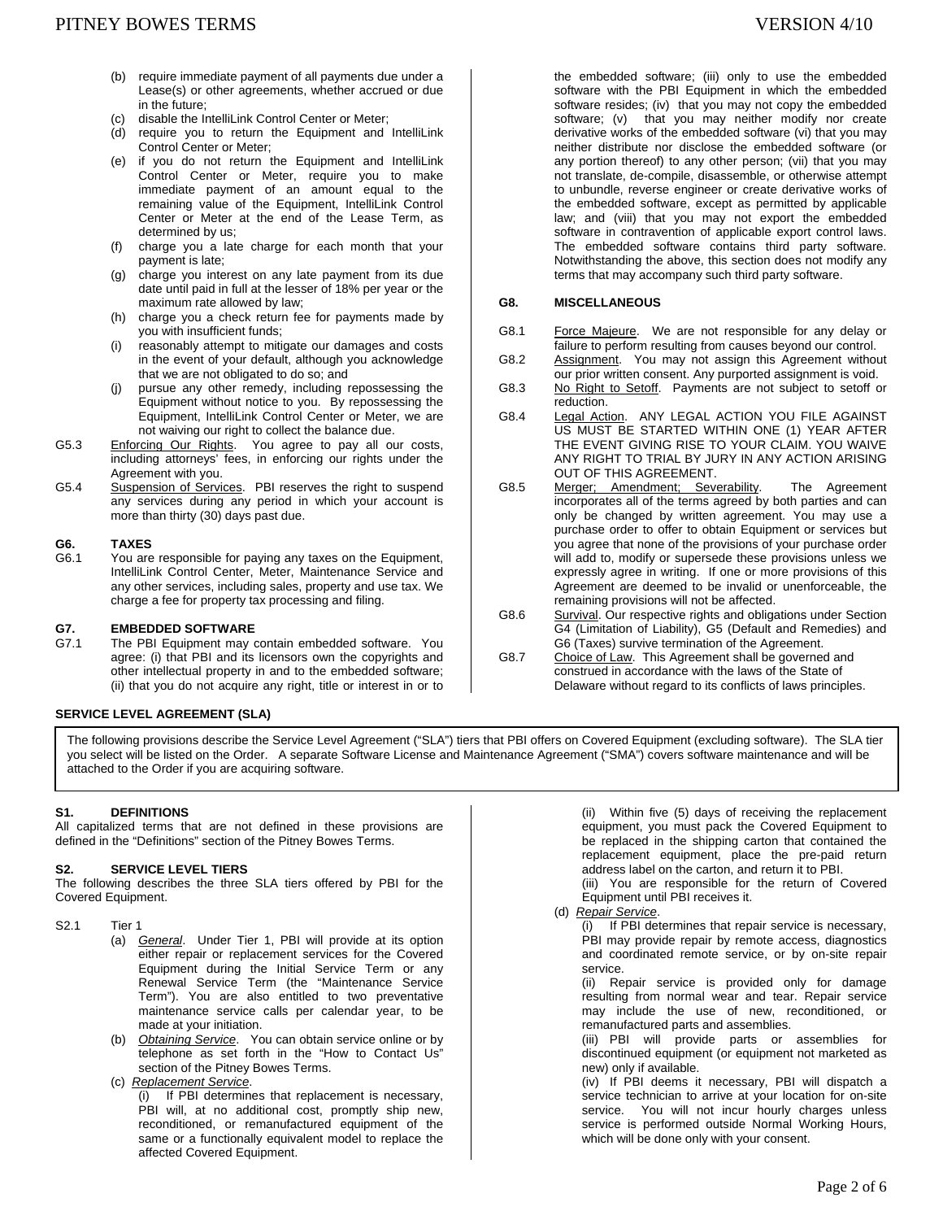(b) require immediate payment of all payments due under a Lease(s) or other agreements, whether accrued or due in the future;
(c) disable the IntelliLink Control Center or Meter;
(d) require you to return the Equipment and IntelliLink Control Center or Meter;
(e) if you do not return the Equipment and IntelliLink Control Center or Meter, require you to make immediate payment of an amount equal to the remaining value of the Equipment, IntelliLink Control Center or Meter at the end of the Lease Term, as determined by us;
(f) charge you a late charge for each month that your payment is late;
(g) charge you interest on any late payment from its due date until paid in full at the lesser of 18% per year or the maximum rate allowed by law;
(h) charge you a check return fee for payments made by you with insufficient funds;
(i) reasonably attempt to mitigate our damages and costs in the event of your default, although you acknowledge that we are not obligated to do so; and
(j) pursue any other remedy, including repossessing the Equipment without notice to you. By repossessing the Equipment, IntelliLink Control Center or Meter, we are not waiving our right to collect the balance due.

G5.3 Enforcing Our Rights. You agree to pay all our costs, including attorneys' fees, in enforcing our rights under the Agreement with you.

G5.4 Suspension of Services. PBI reserves the right to suspend any services during any period in which your account is more than thirty (30) days past due.

**G6. TAXES**

G6.1 You are responsible for paying any taxes on the Equipment, IntelliLink Control Center, Meter, Maintenance Service and any other services, including sales, property and use tax. We charge a fee for property tax processing and filing.

**G7. EMBEDDED SOFTWARE**

G7.1 The PBI Equipment may contain embedded software. You agree: (i) that PBI and its licensors own the copyrights and other intellectual property in and to the embedded software; (ii) that you do not acquire any right, title or interest in or to the embedded software; (iii) only to use the embedded software with the PBI Equipment in which the embedded software resides; (iv) that you may not copy the embedded software; (v) that you may neither modify nor create derivative works of the embedded software (vi) that you may neither distribute nor disclose the embedded software (or any portion thereof) to any other person; (vii) that you may not translate, de-compile, disassemble, or otherwise attempt to unbundle, reverse engineer or create derivative works of the embedded software, except as permitted by applicable law; and (viii) that you may not export the embedded software in contravention of applicable export control laws. The embedded software contains third party software. Notwithstanding the above, this section does not modify any terms that may accompany such third party software.

**G8. MISCELLANEOUS**

G8.1 Force Majeure. We are not responsible for any delay or failure to perform resulting from causes beyond our control.

G8.2 Assignment. You may not assign this Agreement without our prior written consent. Any purported assignment is void.

G8.3 No Right to Setoff. Payments are not subject to setoff or reduction.

G8.4 Legal Action. ANY LEGAL ACTION YOU FILE AGAINST US MUST BE STARTED WITHIN ONE (1) YEAR AFTER THE EVENT GIVING RISE TO YOUR CLAIM. YOU WAIVE ANY RIGHT TO TRIAL BY JURY IN ANY ACTION ARISING OUT OF THIS AGREEMENT.

G8.5 Merger; Amendment; Severability. The Agreement incorporates all of the terms agreed by both parties and can only be changed by written agreement. You may use a purchase order to offer to obtain Equipment or services but you agree that none of the provisions of your purchase order will add to, modify or supersede these provisions unless we expressly agree in writing. If one or more provisions of this Agreement are deemed to be invalid or unenforceable, the remaining provisions will not be affected.

G8.6 Survival. Our respective rights and obligations under Section G4 (Limitation of Liability), G5 (Default and Remedies) and G6 (Taxes) survive termination of the Agreement.

G8.7 Choice of Law. This Agreement shall be governed and construed in accordance with the laws of the State of Delaware without regard to its conflicts of laws principles.

**SERVICE LEVEL AGREEMENT (SLA)**

The following provisions describe the Service Level Agreement ("SLA") tiers that PBI offers on Covered Equipment (excluding software). The SLA tier you select will be listed on the Order. A separate Software License and Maintenance Agreement ("SMA") covers software maintenance and will be attached to the Order if you are acquiring software.

**S1. DEFINITIONS**

All capitalized terms that are not defined in these provisions are defined in the "Definitions" section of the Pitney Bowes Terms.

**S2. SERVICE LEVEL TIERS**

The following describes the three SLA tiers offered by PBI for the Covered Equipment.

S2.1 Tier 1

(a) *General*. Under Tier 1, PBI will provide at its option either repair or replacement services for the Covered Equipment during the Initial Service Term or any Renewal Service Term (the "Maintenance Service Term"). You are also entitled to two preventative maintenance service calls per calendar year, to be made at your initiation.

(b) *Obtaining Service*. You can obtain service online or by telephone as set forth in the "How to Contact Us" section of the Pitney Bowes Terms.

(c) *Replacement Service*.

(i) If PBI determines that replacement is necessary, PBI will, at no additional cost, promptly ship new, reconditioned, or remanufactured equipment of the same or a functionally equivalent model to replace the affected Covered Equipment.

(ii) Within five (5) days of receiving the replacement equipment, you must pack the Covered Equipment to be replaced in the shipping carton that contained the replacement equipment, place the pre-paid return address label on the carton, and return it to PBI.

(iii) You are responsible for the return of Covered Equipment until PBI receives it.

(d) *Repair Service*.

(i) If PBI determines that repair service is necessary, PBI may provide repair by remote access, diagnostics and coordinated remote service, or by on-site repair service.

(ii) Repair service is provided only for damage resulting from normal wear and tear. Repair service may include the use of new, reconditioned, or remanufactured parts and assemblies.

(iii) PBI will provide parts or assemblies for discontinued equipment (or equipment not marketed as new) only if available.

(iv) If PBI deems it necessary, PBI will dispatch a service technician to arrive at your location for on-site service. You will not incur hourly charges unless service is performed outside Normal Working Hours, which will be done only with your consent.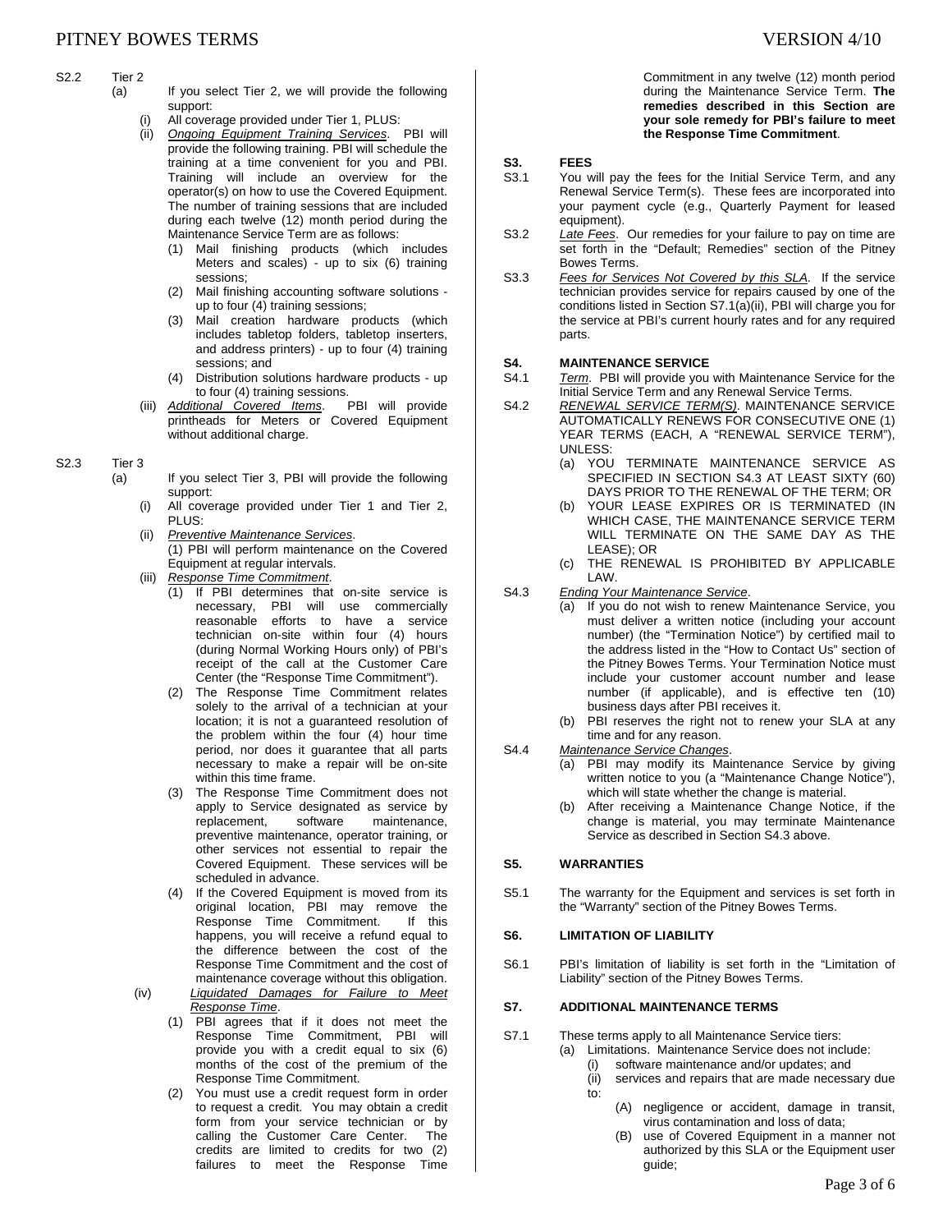S2.2 Tier 2

(a) If you select Tier 2, we will provide the following support:

(i) All coverage provided under Tier 1, PLUS:

(ii) *Ongoing Equipment Training Services*. PBI will provide the following training. PBI will schedule the training at a time convenient for you and PBI. Training will include an overview for the operator(s) on how to use the Covered Equipment. The number of training sessions that are included during each twelve (12) month period during the Maintenance Service Term are as follows:

(1) Mail finishing products (which includes Meters and scales) - up to six (6) training sessions;

(2) Mail finishing accounting software solutions - up to four (4) training sessions;

(3) Mail creation hardware products (which includes tabletop folders, tabletop inserters, and address printers) - up to four (4) training sessions; and

(4) Distribution solutions hardware products - up to four (4) training sessions.

(iii) *Additional Covered Items*. PBI will provide printheads for Meters or Covered Equipment without additional charge.

S2.3 Tier 3

(a) If you select Tier 3, PBI will provide the following support:

(i) All coverage provided under Tier 1 and Tier 2, PLUS:

(ii) *Preventive Maintenance Services*.
(1) PBI will perform maintenance on the Covered Equipment at regular intervals.

(iii) *Response Time Commitment*.

(1) If PBI determines that on-site service is necessary, PBI will use commercially reasonable efforts to have a service technician on-site within four (4) hours (during Normal Working Hours only) of PBI's receipt of the call at the Customer Care Center (the "Response Time Commitment").

(2) The Response Time Commitment relates solely to the arrival of a technician at your location; it is not a guaranteed resolution of the problem within the four (4) hour time period, nor does it guarantee that all parts necessary to make a repair will be on-site within this time frame.

(3) The Response Time Commitment does not apply to Service designated as service by replacement, software maintenance, preventive maintenance, operator training, or other services not essential to repair the Covered Equipment. These services will be scheduled in advance.

(4) If the Covered Equipment is moved from its original location, PBI may remove the Response Time Commitment. If this happens, you will receive a refund equal to the difference between the cost of the Response Time Commitment and the cost of maintenance coverage without this obligation.

(iv) *Liquidated Damages for Failure to Meet Response Time*.

(1) PBI agrees that if it does not meet the Response Time Commitment, PBI will provide you with a credit equal to six (6) months of the cost of the premium of the Response Time Commitment.

(2) You must use a credit request form in order to request a credit. You may obtain a credit form from your service technician or by calling the Customer Care Center. The credits are limited to credits for two (2) failures to meet the Response Time Commitment in any twelve (12) month period during the Maintenance Service Term. **The remedies described in this Section are your sole remedy for PBI's failure to meet the Response Time Commitment**.

## S3. FEES

S3.1 You will pay the fees for the Initial Service Term, and any Renewal Service Term(s). These fees are incorporated into your payment cycle (e.g., Quarterly Payment for leased equipment).

S3.2 *Late Fees*. Our remedies for your failure to pay on time are set forth in the "Default; Remedies" section of the Pitney Bowes Terms.

S3.3 *Fees for Services Not Covered by this SLA*. If the service technician provides service for repairs caused by one of the conditions listed in Section S7.1(a)(ii), PBI will charge you for the service at PBI's current hourly rates and for any required parts.

## S4. MAINTENANCE SERVICE

S4.1 *Term*. PBI will provide you with Maintenance Service for the Initial Service Term and any Renewal Service Terms.

S4.2 *RENEWAL SERVICE TERM(S)*. MAINTENANCE SERVICE AUTOMATICALLY RENEWS FOR CONSECUTIVE ONE (1) YEAR TERMS (EACH, A "RENEWAL SERVICE TERM"), UNLESS:

(a) YOU TERMINATE MAINTENANCE SERVICE AS SPECIFIED IN SECTION S4.3 AT LEAST SIXTY (60) DAYS PRIOR TO THE RENEWAL OF THE TERM; OR

(b) YOUR LEASE EXPIRES OR IS TERMINATED (IN WHICH CASE, THE MAINTENANCE SERVICE TERM WILL TERMINATE ON THE SAME DAY AS THE LEASE); OR

(c) THE RENEWAL IS PROHIBITED BY APPLICABLE LAW.

S4.3 *Ending Your Maintenance Service*.

(a) If you do not wish to renew Maintenance Service, you must deliver a written notice (including your account number) (the "Termination Notice") by certified mail to the address listed in the "How to Contact Us" section of the Pitney Bowes Terms. Your Termination Notice must include your customer account number and lease number (if applicable), and is effective ten (10) business days after PBI receives it.

(b) PBI reserves the right not to renew your SLA at any time and for any reason.

S4.4 *Maintenance Service Changes*.

(a) PBI may modify its Maintenance Service by giving written notice to you (a "Maintenance Change Notice"), which will state whether the change is material.

(b) After receiving a Maintenance Change Notice, if the change is material, you may terminate Maintenance Service as described in Section S4.3 above.

## S5. WARRANTIES

S5.1 The warranty for the Equipment and services is set forth in the "Warranty" section of the Pitney Bowes Terms.

## S6. LIMITATION OF LIABILITY

S6.1 PBI's limitation of liability is set forth in the "Limitation of Liability" section of the Pitney Bowes Terms.

## S7. ADDITIONAL MAINTENANCE TERMS

S7.1 These terms apply to all Maintenance Service tiers:

(a) Limitations. Maintenance Service does not include:

(i) software maintenance and/or updates; and

(ii) services and repairs that are made necessary due to:

(A) negligence or accident, damage in transit, virus contamination and loss of data;

(B) use of Covered Equipment in a manner not authorized by this SLA or the Equipment user guide;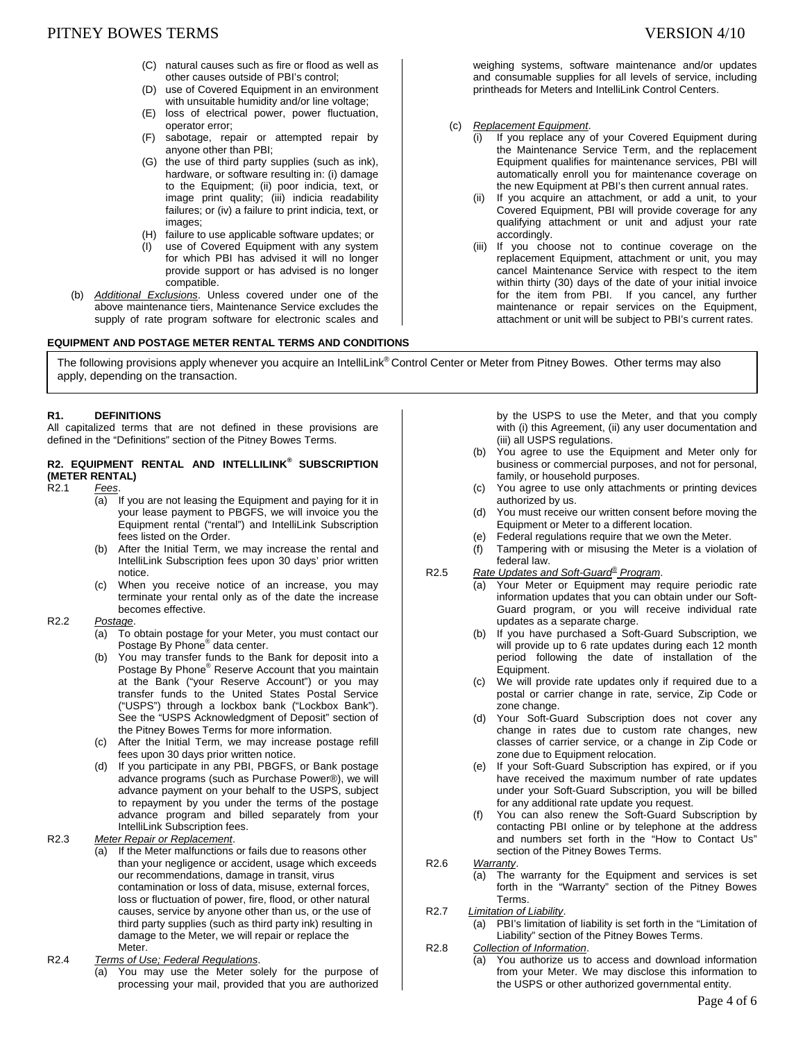- (C) natural causes such as fire or flood as well as other causes outside of PBI's control;
- (D) use of Covered Equipment in an environment with unsuitable humidity and/or line voltage;
- (E) loss of electrical power, power fluctuation, operator error;
- (F) sabotage, repair or attempted repair by anyone other than PBI;
- (G) the use of third party supplies (such as ink), hardware, or software resulting in: (i) damage to the Equipment; (ii) poor indicia, text, or image print quality; (iii) indicia readability failures; or (iv) a failure to print indicia, text, or images;
- (H) failure to use applicable software updates; or
- (I) use of Covered Equipment with any system for which PBI has advised it will no longer provide support or has advised is no longer compatible.

(b) *Additional Exclusions*. Unless covered under one of the above maintenance tiers, Maintenance Service excludes the supply of rate program software for electronic scales and weighing systems, software maintenance and/or updates and consumable supplies for all levels of service, including printheads for Meters and IntelliLink Control Centers.

(c) *Replacement Equipment*.
- (i) If you replace any of your Covered Equipment during the Maintenance Service Term, and the replacement Equipment qualifies for maintenance services, PBI will automatically enroll you for maintenance coverage on the new Equipment at PBI's then current annual rates.
- (ii) If you acquire an attachment, or add a unit, to your Covered Equipment, PBI will provide coverage for any qualifying attachment or unit and adjust your rate accordingly.
- (iii) If you choose not to continue coverage on the replacement Equipment, attachment or unit, you may cancel Maintenance Service with respect to the item within thirty (30) days of the date of your initial invoice for the item from PBI. If you cancel, any further maintenance or repair services on the Equipment, attachment or unit will be subject to PBI's current rates.

## EQUIPMENT AND POSTAGE METER RENTAL TERMS AND CONDITIONS

The following provisions apply whenever you acquire an IntelliLink® Control Center or Meter from Pitney Bowes. Other terms may also apply, depending on the transaction.

### R1. DEFINITIONS

All capitalized terms that are not defined in these provisions are defined in the "Definitions" section of the Pitney Bowes Terms.

### R2. EQUIPMENT RENTAL AND INTELLILINK® SUBSCRIPTION (METER RENTAL)

R2.1 *Fees*.
- (a) If you are not leasing the Equipment and paying for it in your lease payment to PBGFS, we will invoice you the Equipment rental ("rental") and IntelliLink Subscription fees listed on the Order.
- (b) After the Initial Term, we may increase the rental and IntelliLink Subscription fees upon 30 days' prior written notice.
- (c) When you receive notice of an increase, you may terminate your rental only as of the date the increase becomes effective.

R2.2 *Postage*.
- (a) To obtain postage for your Meter, you must contact our Postage By Phone® data center.
- (b) You may transfer funds to the Bank for deposit into a Postage By Phone® Reserve Account that you maintain at the Bank ("your Reserve Account") or you may transfer funds to the United States Postal Service ("USPS") through a lockbox bank ("Lockbox Bank"). See the "USPS Acknowledgment of Deposit" section of the Pitney Bowes Terms for more information.
- (c) After the Initial Term, we may increase postage refill fees upon 30 days prior written notice.
- (d) If you participate in any PBI, PBGFS, or Bank postage advance programs (such as Purchase Power®), we will advance payment on your behalf to the USPS, subject to repayment by you under the terms of the postage advance program and billed separately from your IntelliLink Subscription fees.

R2.3 *Meter Repair or Replacement*.
- (a) If the Meter malfunctions or fails due to reasons other than your negligence or accident, usage which exceeds our recommendations, damage in transit, virus contamination or loss of data, misuse, external forces, loss or fluctuation of power, fire, flood, or other natural causes, service by anyone other than us, or the use of third party supplies (such as third party ink) resulting in damage to the Meter, we will repair or replace the Meter.

R2.4 *Terms of Use; Federal Regulations*.
- (a) You may use the Meter solely for the purpose of processing your mail, provided that you are authorized by the USPS to use the Meter, and that you comply with (i) this Agreement, (ii) any user documentation and (iii) all USPS regulations.
- (b) You agree to use the Equipment and Meter only for business or commercial purposes, and not for personal, family, or household purposes.
- (c) You agree to use only attachments or printing devices authorized by us.
- (d) You must receive our written consent before moving the Equipment or Meter to a different location.
- (e) Federal regulations require that we own the Meter.
- (f) Tampering with or misusing the Meter is a violation of federal law.

R2.5 *Rate Updates and Soft-Guard® Program*.
- (a) Your Meter or Equipment may require periodic rate information updates that you can obtain under our Soft-Guard program, or you will receive individual rate updates as a separate charge.
- (b) If you have purchased a Soft-Guard Subscription, we will provide up to 6 rate updates during each 12 month period following the date of installation of the Equipment.
- (c) We will provide rate updates only if required due to a postal or carrier change in rate, service, Zip Code or zone change.
- (d) Your Soft-Guard Subscription does not cover any change in rates due to custom rate changes, new classes of carrier service, or a change in Zip Code or zone due to Equipment relocation.
- (e) If your Soft-Guard Subscription has expired, or if you have received the maximum number of rate updates under your Soft-Guard Subscription, you will be billed for any additional rate update you request.
- (f) You can also renew the Soft-Guard Subscription by contacting PBI online or by telephone at the address and numbers set forth in the "How to Contact Us" section of the Pitney Bowes Terms.

R2.6 *Warranty*.
- (a) The warranty for the Equipment and services is set forth in the "Warranty" section of the Pitney Bowes Terms.

R2.7 *Limitation of Liability*.
- (a) PBI's limitation of liability is set forth in the "Limitation of Liability" section of the Pitney Bowes Terms.

R2.8 *Collection of Information*.
- (a) You authorize us to access and download information from your Meter. We may disclose this information to the USPS or other authorized governmental entity.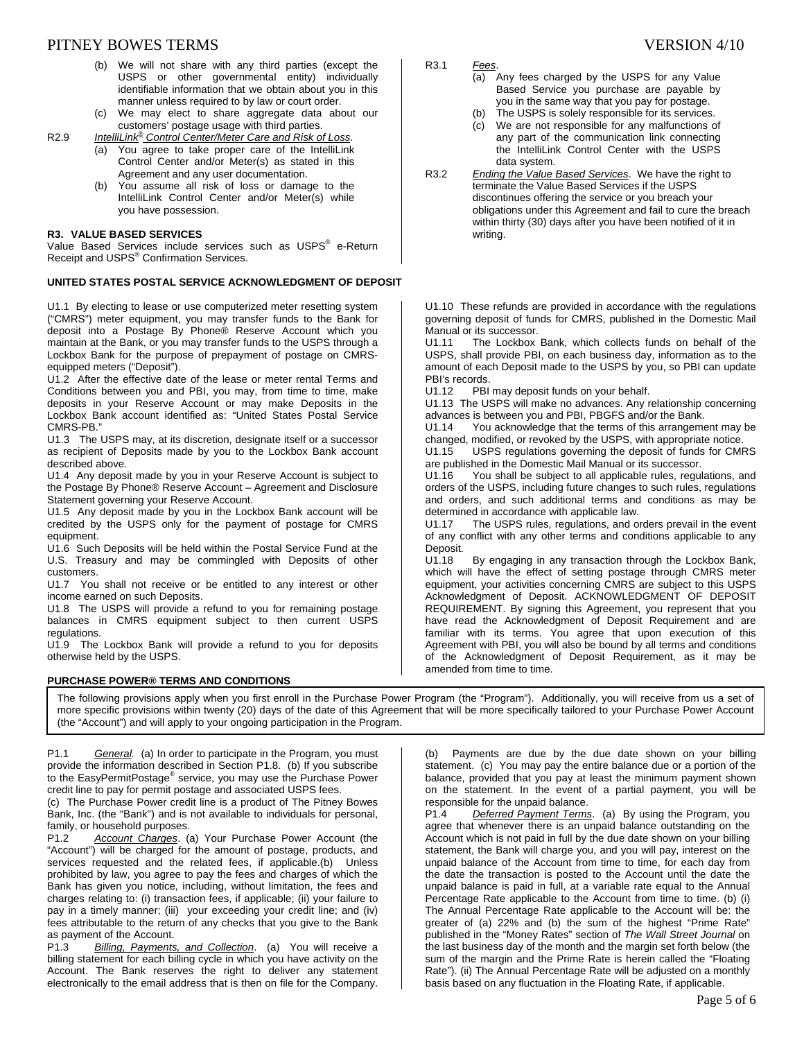(b) We will not share with any third parties (except the USPS or other governmental entity) individually identifiable information that we obtain about you in this manner unless required to by law or court order.

(c) We may elect to share aggregate data about our customers' postage usage with third parties.

R2.9 *IntelliLink® Control Center/Meter Care and Risk of Loss*.

(a) You agree to take proper care of the IntelliLink Control Center and/or Meter(s) as stated in this Agreement and any user documentation.

(b) You assume all risk of loss or damage to the IntelliLink Control Center and/or Meter(s) while you have possession.

**R3. VALUE BASED SERVICES**

Value Based Services include services such as USPS® e-Return Receipt and USPS® Confirmation Services.

R3.1 *Fees*.

(a) Any fees charged by the USPS for any Value Based Service you purchase are payable by you in the same way that you pay for postage.

(b) The USPS is solely responsible for its services.

(c) We are not responsible for any malfunctions of any part of the communication link connecting the IntelliLink Control Center with the USPS data system.

R3.2 *Ending the Value Based Services*. We have the right to terminate the Value Based Services if the USPS discontinues offering the service or you breach your obligations under this Agreement and fail to cure the breach within thirty (30) days after you have been notified of it in writing.

**UNITED STATES POSTAL SERVICE ACKNOWLEDGMENT OF DEPOSIT**

U1.1 By electing to lease or use computerized meter resetting system ("CMRS") meter equipment, you may transfer funds to the Bank for deposit into a Postage By Phone® Reserve Account which you maintain at the Bank, or you may transfer funds to the USPS through a Lockbox Bank for the purpose of prepayment of postage on CMRS-equipped meters ("Deposit").

U1.2 After the effective date of the lease or meter rental Terms and Conditions between you and PBI, you may, from time to time, make deposits in your Reserve Account or may make Deposits in the Lockbox Bank account identified as: "United States Postal Service CMRS-PB."

U1.3 The USPS may, at its discretion, designate itself or a successor as recipient of Deposits made by you to the Lockbox Bank account described above.

U1.4 Any deposit made by you in your Reserve Account is subject to the Postage By Phone® Reserve Account – Agreement and Disclosure Statement governing your Reserve Account.

U1.5 Any deposit made by you in the Lockbox Bank account will be credited by the USPS only for the payment of postage for CMRS equipment.

U1.6 Such Deposits will be held within the Postal Service Fund at the U.S. Treasury and may be commingled with Deposits of other customers.

U1.7 You shall not receive or be entitled to any interest or other income earned on such Deposits.

U1.8 The USPS will provide a refund to you for remaining postage balances in CMRS equipment subject to then current USPS regulations.

U1.9 The Lockbox Bank will provide a refund to you for deposits otherwise held by the USPS.

U1.10 These refunds are provided in accordance with the regulations governing deposit of funds for CMRS, published in the Domestic Mail Manual or its successor.

U1.11 The Lockbox Bank, which collects funds on behalf of the USPS, shall provide PBI, on each business day, information as to the amount of each Deposit made to the USPS by you, so PBI can update PBI's records.

U1.12 PBI may deposit funds on your behalf.

U1.13 The USPS will make no advances. Any relationship concerning advances is between you and PBI, PBGFS and/or the Bank.

U1.14 You acknowledge that the terms of this arrangement may be changed, modified, or revoked by the USPS, with appropriate notice.

U1.15 USPS regulations governing the deposit of funds for CMRS are published in the Domestic Mail Manual or its successor.

U1.16 You shall be subject to all applicable rules, regulations, and orders of the USPS, including future changes to such rules, regulations and orders, and such additional terms and conditions as may be determined in accordance with applicable law.

U1.17 The USPS rules, regulations, and orders prevail in the event of any conflict with any other terms and conditions applicable to any Deposit.

U1.18 By engaging in any transaction through the Lockbox Bank, which will have the effect of setting postage through CMRS meter equipment, your activities concerning CMRS are subject to this USPS Acknowledgment of Deposit. ACKNOWLEDGMENT OF DEPOSIT REQUIREMENT. By signing this Agreement, you represent that you have read the Acknowledgment of Deposit Requirement and are familiar with its terms. You agree that upon execution of this Agreement with PBI, you will also be bound by all terms and conditions of the Acknowledgment of Deposit Requirement, as it may be amended from time to time.

**PURCHASE POWER® TERMS AND CONDITIONS**

The following provisions apply when you first enroll in the Purchase Power Program (the "Program"). Additionally, you will receive from us a set of more specific provisions within twenty (20) days of the date of this Agreement that will be more specifically tailored to your Purchase Power Account (the "Account") and will apply to your ongoing participation in the Program.

P1.1 *General.* (a) In order to participate in the Program, you must provide the information described in Section P1.8. (b) If you subscribe to the EasyPermitPostage® service, you may use the Purchase Power credit line to pay for permit postage and associated USPS fees.

(c) The Purchase Power credit line is a product of The Pitney Bowes Bank, Inc. (the "Bank") and is not available to individuals for personal, family, or household purposes.

P1.2 *Account Charges*. (a) Your Purchase Power Account (the "Account") will be charged for the amount of postage, products, and services requested and the related fees, if applicable.(b) Unless prohibited by law, you agree to pay the fees and charges of which the Bank has given you notice, including, without limitation, the fees and charges relating to: (i) transaction fees, if applicable; (ii) your failure to pay in a timely manner; (iii) your exceeding your credit line; and (iv) fees attributable to the return of any checks that you give to the Bank as payment of the Account.

P1.3 *Billing, Payments, and Collection*. (a) You will receive a billing statement for each billing cycle in which you have activity on the Account. The Bank reserves the right to deliver any statement electronically to the email address that is then on file for the Company. (b) Payments are due by the due date shown on your billing statement. (c) You may pay the entire balance due or a portion of the balance, provided that you pay at least the minimum payment shown on the statement. In the event of a partial payment, you will be responsible for the unpaid balance.

P1.4 *Deferred Payment Terms*. (a) By using the Program, you agree that whenever there is an unpaid balance outstanding on the Account which is not paid in full by the due date shown on your billing statement, the Bank will charge you, and you will pay, interest on the unpaid balance of the Account from time to time, for each day from the date the transaction is posted to the Account until the date the unpaid balance is paid in full, at a variable rate equal to the Annual Percentage Rate applicable to the Account from time to time. (b) (i) The Annual Percentage Rate applicable to the Account will be: the greater of (a) 22% and (b) the sum of the highest "Prime Rate" published in the "Money Rates" section of *The Wall Street Journal* on the last business day of the month and the margin set forth below (the sum of the margin and the Prime Rate is herein called the "Floating Rate"). (ii) The Annual Percentage Rate will be adjusted on a monthly basis based on any fluctuation in the Floating Rate, if applicable.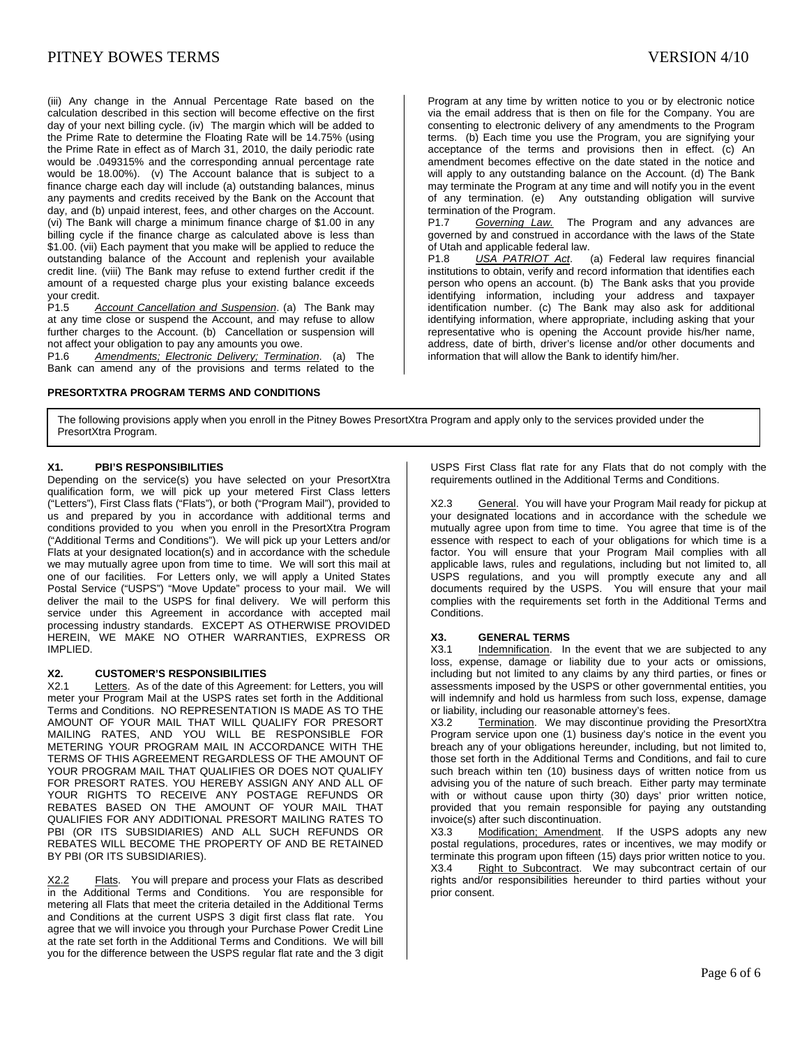(iii) Any change in the Annual Percentage Rate based on the calculation described in this section will become effective on the first day of your next billing cycle. (iv) The margin which will be added to the Prime Rate to determine the Floating Rate will be 14.75% (using the Prime Rate in effect as of March 31, 2010, the daily periodic rate would be .049315% and the corresponding annual percentage rate would be 18.00%). (v) The Account balance that is subject to a finance charge each day will include (a) outstanding balances, minus any payments and credits received by the Bank on the Account that day, and (b) unpaid interest, fees, and other charges on the Account. (vi) The Bank will charge a minimum finance charge of $1.00 in any billing cycle if the finance charge as calculated above is less than $1.00. (vii) Each payment that you make will be applied to reduce the outstanding balance of the Account and replenish your available credit line. (viii) The Bank may refuse to extend further credit if the amount of a requested charge plus your existing balance exceeds your credit.

P1.5 *Account Cancellation and Suspension*. (a) The Bank may at any time close or suspend the Account, and may refuse to allow further charges to the Account. (b) Cancellation or suspension will not affect your obligation to pay any amounts you owe.

P1.6 *Amendments; Electronic Delivery; Termination*. (a) The Bank can amend any of the provisions and terms related to the Program at any time by written notice to you or by electronic notice via the email address that is then on file for the Company. You are consenting to electronic delivery of any amendments to the Program terms. (b) Each time you use the Program, you are signifying your acceptance of the terms and provisions then in effect. (c) An amendment becomes effective on the date stated in the notice and will apply to any outstanding balance on the Account. (d) The Bank may terminate the Program at any time and will notify you in the event of any termination. (e) Any outstanding obligation will survive termination of the Program.

P1.7 *Governing Law.* The Program and any advances are governed by and construed in accordance with the laws of the State of Utah and applicable federal law.

P1.8 *USA PATRIOT Act*. (a) Federal law requires financial institutions to obtain, verify and record information that identifies each person who opens an account. (b) The Bank asks that you provide identifying information, including your address and taxpayer identification number. (c) The Bank may also ask for additional identifying information, where appropriate, including asking that your representative who is opening the Account provide his/her name, address, date of birth, driver's license and/or other documents and information that will allow the Bank to identify him/her.

## PRESORTXTRA PROGRAM TERMS AND CONDITIONS

The following provisions apply when you enroll in the Pitney Bowes PresortXtra Program and apply only to the services provided under the PresortXtra Program.

### X1. PBI'S RESPONSIBILITIES

Depending on the service(s) you have selected on your PresortXtra qualification form, we will pick up your metered First Class letters ("Letters"), First Class flats ("Flats"), or both ("Program Mail"), provided to us and prepared by you in accordance with additional terms and conditions provided to you when you enroll in the PresortXtra Program ("Additional Terms and Conditions"). We will pick up your Letters and/or Flats at your designated location(s) and in accordance with the schedule we may mutually agree upon from time to time. We will sort this mail at one of our facilities. For Letters only, we will apply a United States Postal Service ("USPS") "Move Update" process to your mail. We will deliver the mail to the USPS for final delivery. We will perform this service under this Agreement in accordance with accepted mail processing industry standards. EXCEPT AS OTHERWISE PROVIDED HEREIN, WE MAKE NO OTHER WARRANTIES, EXPRESS OR IMPLIED.

### X2. CUSTOMER'S RESPONSIBILITIES

X2.1 Letters. As of the date of this Agreement: for Letters, you will meter your Program Mail at the USPS rates set forth in the Additional Terms and Conditions. NO REPRESENTATION IS MADE AS TO THE AMOUNT OF YOUR MAIL THAT WILL QUALIFY FOR PRESORT MAILING RATES, AND YOU WILL BE RESPONSIBLE FOR METERING YOUR PROGRAM MAIL IN ACCORDANCE WITH THE TERMS OF THIS AGREEMENT REGARDLESS OF THE AMOUNT OF YOUR PROGRAM MAIL THAT QUALIFIES OR DOES NOT QUALIFY FOR PRESORT RATES. YOU HEREBY ASSIGN ANY AND ALL OF YOUR RIGHTS TO RECEIVE ANY POSTAGE REFUNDS OR REBATES BASED ON THE AMOUNT OF YOUR MAIL THAT QUALIFIES FOR ANY ADDITIONAL PRESORT MAILING RATES TO PBI (OR ITS SUBSIDIARIES) AND ALL SUCH REFUNDS OR REBATES WILL BECOME THE PROPERTY OF AND BE RETAINED BY PBI (OR ITS SUBSIDIARIES).

X2.2 Flats. You will prepare and process your Flats as described in the Additional Terms and Conditions. You are responsible for metering all Flats that meet the criteria detailed in the Additional Terms and Conditions at the current USPS 3 digit first class flat rate. You agree that we will invoice you through your Purchase Power Credit Line at the rate set forth in the Additional Terms and Conditions. We will bill you for the difference between the USPS regular flat rate and the 3 digit USPS First Class flat rate for any Flats that do not comply with the requirements outlined in the Additional Terms and Conditions.

X2.3 General. You will have your Program Mail ready for pickup at your designated locations and in accordance with the schedule we mutually agree upon from time to time. You agree that time is of the essence with respect to each of your obligations for which time is a factor. You will ensure that your Program Mail complies with all applicable laws, rules and regulations, including but not limited to, all USPS regulations, and you will promptly execute any and all documents required by the USPS. You will ensure that your mail complies with the requirements set forth in the Additional Terms and Conditions.

### X3. GENERAL TERMS

X3.1 Indemnification. In the event that we are subjected to any loss, expense, damage or liability due to your acts or omissions, including but not limited to any claims by any third parties, or fines or assessments imposed by the USPS or other governmental entities, you will indemnify and hold us harmless from such loss, expense, damage or liability, including our reasonable attorney's fees.

X3.2 Termination. We may discontinue providing the PresortXtra Program service upon one (1) business day's notice in the event you breach any of your obligations hereunder, including, but not limited to, those set forth in the Additional Terms and Conditions, and fail to cure such breach within ten (10) business days of written notice from us advising you of the nature of such breach. Either party may terminate with or without cause upon thirty (30) days' prior written notice, provided that you remain responsible for paying any outstanding invoice(s) after such discontinuation.

X3.3 Modification; Amendment. If the USPS adopts any new postal regulations, procedures, rates or incentives, we may modify or terminate this program upon fifteen (15) days prior written notice to you.

X3.4 Right to Subcontract. We may subcontract certain of our rights and/or responsibilities hereunder to third parties without your prior consent.